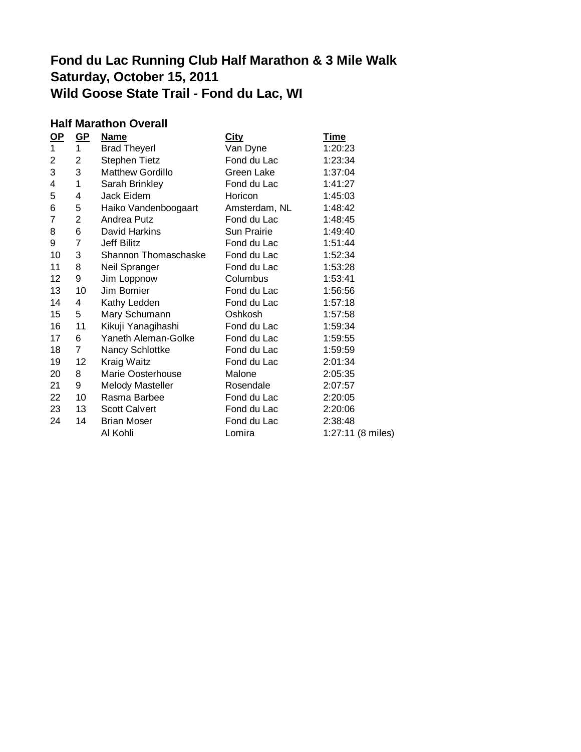# Fond du Lac Running Club Half Marathon & 3 Mile Walk
# Saturday, October 15, 2011
# Wild Goose State Trail - Fond du Lac, WI

### Half Marathon Overall

| OP | GP | Name | City | Time |
|---|---|---|---|---|
| 1 | 1 | Brad Theyerl | Van Dyne | 1:20:23 |
| 2 | 2 | Stephen Tietz | Fond du Lac | 1:23:34 |
| 3 | 3 | Matthew Gordillo | Green Lake | 1:37:04 |
| 4 | 1 | Sarah Brinkley | Fond du Lac | 1:41:27 |
| 5 | 4 | Jack Eidem | Horicon | 1:45:03 |
| 6 | 5 | Haiko Vandenboogaart | Amsterdam, NL | 1:48:42 |
| 7 | 2 | Andrea Putz | Fond du Lac | 1:48:45 |
| 8 | 6 | David Harkins | Sun Prairie | 1:49:40 |
| 9 | 7 | Jeff Bilitz | Fond du Lac | 1:51:44 |
| 10 | 3 | Shannon Thomaschaske | Fond du Lac | 1:52:34 |
| 11 | 8 | Neil Spranger | Fond du Lac | 1:53:28 |
| 12 | 9 | Jim Loppnow | Columbus | 1:53:41 |
| 13 | 10 | Jim Bomier | Fond du Lac | 1:56:56 |
| 14 | 4 | Kathy Ledden | Fond du Lac | 1:57:18 |
| 15 | 5 | Mary Schumann | Oshkosh | 1:57:58 |
| 16 | 11 | Kikuji Yanagihashi | Fond du Lac | 1:59:34 |
| 17 | 6 | Yaneth Aleman-Golke | Fond du Lac | 1:59:55 |
| 18 | 7 | Nancy Schlottke | Fond du Lac | 1:59:59 |
| 19 | 12 | Kraig Waitz | Fond du Lac | 2:01:34 |
| 20 | 8 | Marie Oosterhouse | Malone | 2:05:35 |
| 21 | 9 | Melody Masteller | Rosendale | 2:07:57 |
| 22 | 10 | Rasma Barbee | Fond du Lac | 2:20:05 |
| 23 | 13 | Scott Calvert | Fond du Lac | 2:20:06 |
| 24 | 14 | Brian Moser | Fond du Lac | 2:38:48 |
| | | Al Kohli | Lomira | 1:27:11 (8 miles) |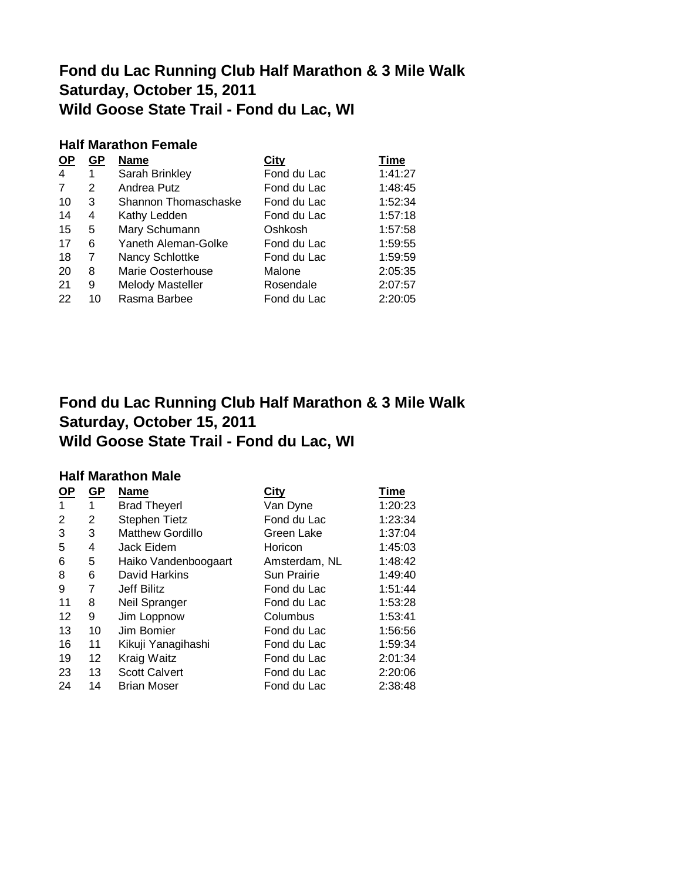# Fond du Lac Running Club Half Marathon & 3 Mile Walk
# Saturday, October 15, 2011
# Wild Goose State Trail - Fond du Lac, WI

### Half Marathon Female

| OP | GP | Name | City | Time |
|---|---|---|---|---|
| 4 | 1 | Sarah Brinkley | Fond du Lac | 1:41:27 |
| 7 | 2 | Andrea Putz | Fond du Lac | 1:48:45 |
| 10 | 3 | Shannon Thomaschaske | Fond du Lac | 1:52:34 |
| 14 | 4 | Kathy Ledden | Fond du Lac | 1:57:18 |
| 15 | 5 | Mary Schumann | Oshkosh | 1:57:58 |
| 17 | 6 | Yaneth Aleman-Golke | Fond du Lac | 1:59:55 |
| 18 | 7 | Nancy Schlottke | Fond du Lac | 1:59:59 |
| 20 | 8 | Marie Oosterhouse | Malone | 2:05:35 |
| 21 | 9 | Melody Masteller | Rosendale | 2:07:57 |
| 22 | 10 | Rasma Barbee | Fond du Lac | 2:20:05 |

# Fond du Lac Running Club Half Marathon & 3 Mile Walk
# Saturday, October 15, 2011
# Wild Goose State Trail - Fond du Lac, WI

### Half Marathon Male

| OP | GP | Name | City | Time |
|---|---|---|---|---|
| 1 | 1 | Brad Theyerl | Van Dyne | 1:20:23 |
| 2 | 2 | Stephen Tietz | Fond du Lac | 1:23:34 |
| 3 | 3 | Matthew Gordillo | Green Lake | 1:37:04 |
| 5 | 4 | Jack Eidem | Horicon | 1:45:03 |
| 6 | 5 | Haiko Vandenboogaart | Amsterdam, NL | 1:48:42 |
| 8 | 6 | David Harkins | Sun Prairie | 1:49:40 |
| 9 | 7 | Jeff Bilitz | Fond du Lac | 1:51:44 |
| 11 | 8 | Neil Spranger | Fond du Lac | 1:53:28 |
| 12 | 9 | Jim Loppnow | Columbus | 1:53:41 |
| 13 | 10 | Jim Bomier | Fond du Lac | 1:56:56 |
| 16 | 11 | Kikuji Yanagihashi | Fond du Lac | 1:59:34 |
| 19 | 12 | Kraig Waitz | Fond du Lac | 2:01:34 |
| 23 | 13 | Scott Calvert | Fond du Lac | 2:20:06 |
| 24 | 14 | Brian Moser | Fond du Lac | 2:38:48 |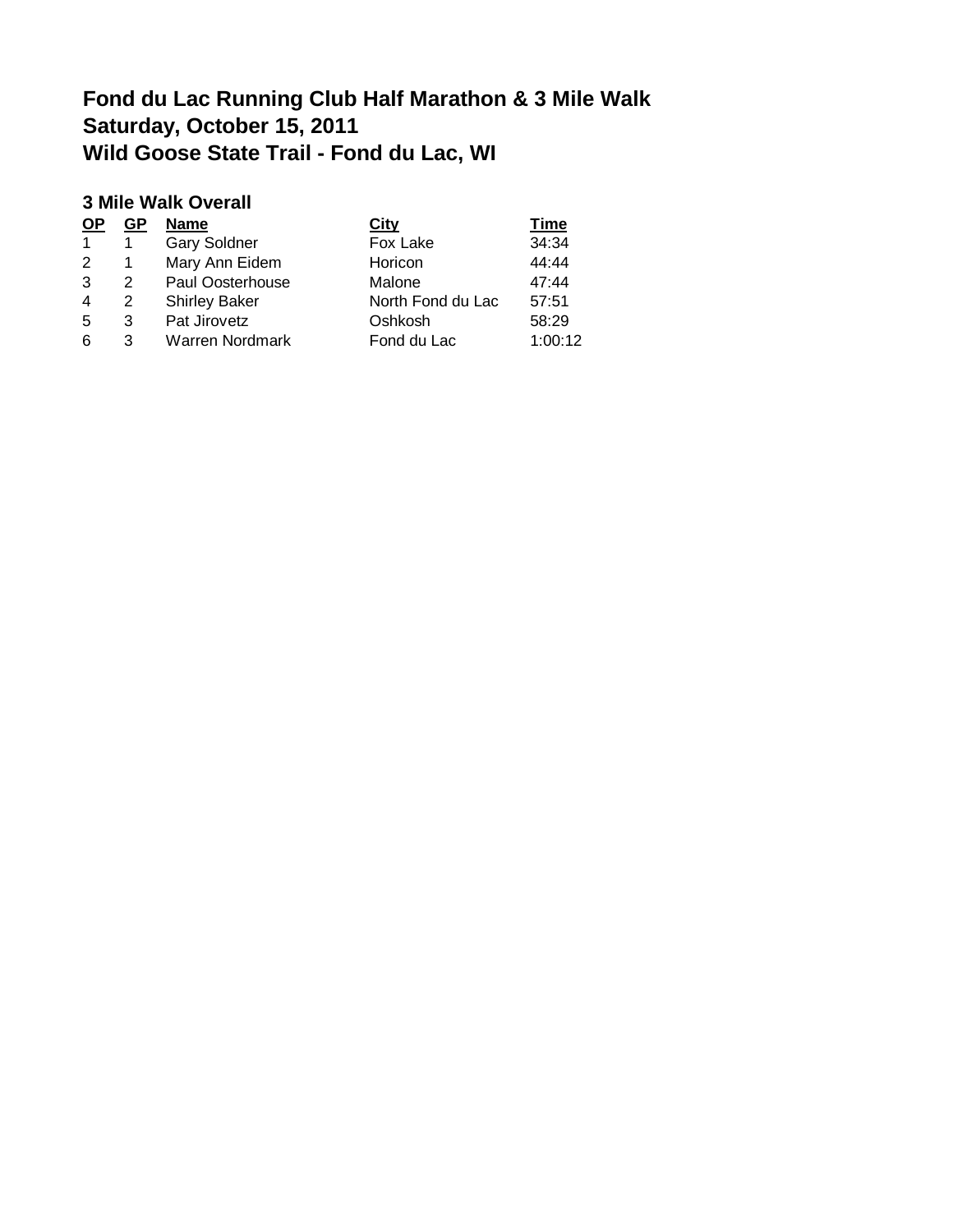# Fond du Lac Running Club Half Marathon & 3 Mile Walk
# Saturday, October 15, 2011
# Wild Goose State Trail - Fond du Lac, WI

### 3 Mile Walk Overall

| OP | GP | Name | City | Time |
|---|---|---|---|---|
| 1 | 1 | Gary Soldner | Fox Lake | 34:34 |
| 2 | 1 | Mary Ann Eidem | Horicon | 44:44 |
| 3 | 2 | Paul Oosterhouse | Malone | 47:44 |
| 4 | 2 | Shirley Baker | North Fond du Lac | 57:51 |
| 5 | 3 | Pat Jirovetz | Oshkosh | 58:29 |
| 6 | 3 | Warren Nordmark | Fond du Lac | 1:00:12 |